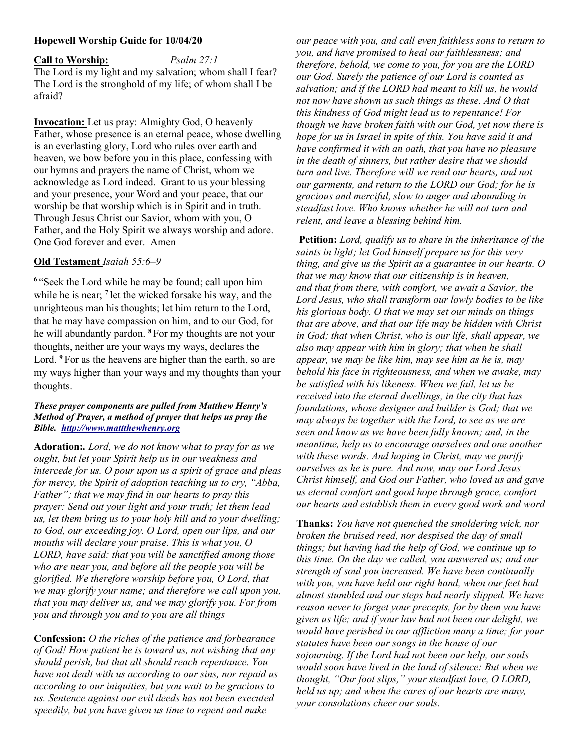**Hopewell Worship Guide for 10/04/20**

**Call to Worship:** *Psalm 27:1*
The Lord is my light and my salvation; whom shall I fear? The Lord is the stronghold of my life; of whom shall I be afraid?

**Invocation:** Let us pray: Almighty God, O heavenly Father, whose presence is an eternal peace, whose dwelling is an everlasting glory, Lord who rules over earth and heaven, we bow before you in this place, confessing with our hymns and prayers the name of Christ, whom we acknowledge as Lord indeed. Grant to us your blessing and your presence, your Word and your peace, that our worship be that worship which is in Spirit and in truth. Through Jesus Christ our Savior, whom with you, O Father, and the Holy Spirit we always worship and adore. One God forever and ever. Amen

**Old Testament** *Isaiah 55:6–9*

[6] "Seek the Lord while he may be found; call upon him while he is near; [7] let the wicked forsake his way, and the unrighteous man his thoughts; let him return to the Lord, that he may have compassion on him, and to our God, for he will abundantly pardon. [8] For my thoughts are not your thoughts, neither are your ways my ways, declares the Lord. [9] For as the heavens are higher than the earth, so are my ways higher than your ways and my thoughts than your thoughts.

***These prayer components are pulled from Matthew Henry's Method of Prayer, a method of prayer that helps us pray the Bible. [http://www.mattthewhenry.org](http://www.mattthewhenry.org)***

**Adoration:.** *Lord, we do not know what to pray for as we ought, but let your Spirit help us in our weakness and intercede for us. O pour upon us a spirit of grace and pleas for mercy, the Spirit of adoption teaching us to cry, "Abba, Father"; that we may find in our hearts to pray this prayer: Send out your light and your truth; let them lead us, let them bring us to your holy hill and to your dwelling; to God, our exceeding joy. O Lord, open our lips, and our mouths will declare your praise. This is what you, O LORD, have said: that you will be sanctified among those who are near you, and before all the people you will be glorified. We therefore worship before you, O Lord, that we may glorify your name; and therefore we call upon you, that you may deliver us, and we may glorify you. For from you and through you and to you are all things*

**Confession:** *O the riches of the patience and forbearance of God! How patient he is toward us, not wishing that any should perish, but that all should reach repentance. You have not dealt with us according to our sins, nor repaid us according to our iniquities, but you wait to be gracious to us. Sentence against our evil deeds has not been executed speedily, but you have given us time to repent and make our peace with you, and call even faithless sons to return to you, and have promised to heal our faithlessness; and therefore, behold, we come to you, for you are the LORD our God. Surely the patience of our Lord is counted as salvation; and if the LORD had meant to kill us, he would not now have shown us such things as these. And O that this kindness of God might lead us to repentance! For though we have broken faith with our God, yet now there is hope for us in Israel in spite of this. You have said it and have confirmed it with an oath, that you have no pleasure in the death of sinners, but rather desire that we should turn and live. Therefore will we rend our hearts, and not our garments, and return to the LORD our God; for he is gracious and merciful, slow to anger and abounding in steadfast love. Who knows whether he will not turn and relent, and leave a blessing behind him.*

**Petition:** *Lord, qualify us to share in the inheritance of the saints in light; let God himself prepare us for this very thing, and give us the Spirit as a guarantee in our hearts. O that we may know that our citizenship is in heaven, and that from there, with comfort, we await a Savior, the Lord Jesus, who shall transform our lowly bodies to be like his glorious body. O that we may set our minds on things that are above, and that our life may be hidden with Christ in God; that when Christ, who is our life, shall appear, we also may appear with him in glory; that when he shall appear, we may be like him, may see him as he is, may behold his face in righteousness, and when we awake, may be satisfied with his likeness. When we fail, let us be received into the eternal dwellings, in the city that has foundations, whose designer and builder is God; that we may always be together with the Lord, to see as we are seen and know as we have been fully known; and, in the meantime, help us to encourage ourselves and one another with these words. And hoping in Christ, may we purify ourselves as he is pure. And now, may our Lord Jesus Christ himself, and God our Father, who loved us and gave us eternal comfort and good hope through grace, comfort our hearts and establish them in every good work and word*

**Thanks:** *You have not quenched the smoldering wick, nor broken the bruised reed, nor despised the day of small things; but having had the help of God, we continue up to this time. On the day we called, you answered us; and our strength of soul you increased. We have been continually with you, you have held our right hand, when our feet had almost stumbled and our steps had nearly slipped. We have reason never to forget your precepts, for by them you have given us life; and if your law had not been our delight, we would have perished in our affliction many a time; for your statutes have been our songs in the house of our sojourning. If the Lord had not been our help, our souls would soon have lived in the land of silence: But when we thought, "Our foot slips," your steadfast love, O LORD, held us up; and when the cares of our hearts are many, your consolations cheer our souls.*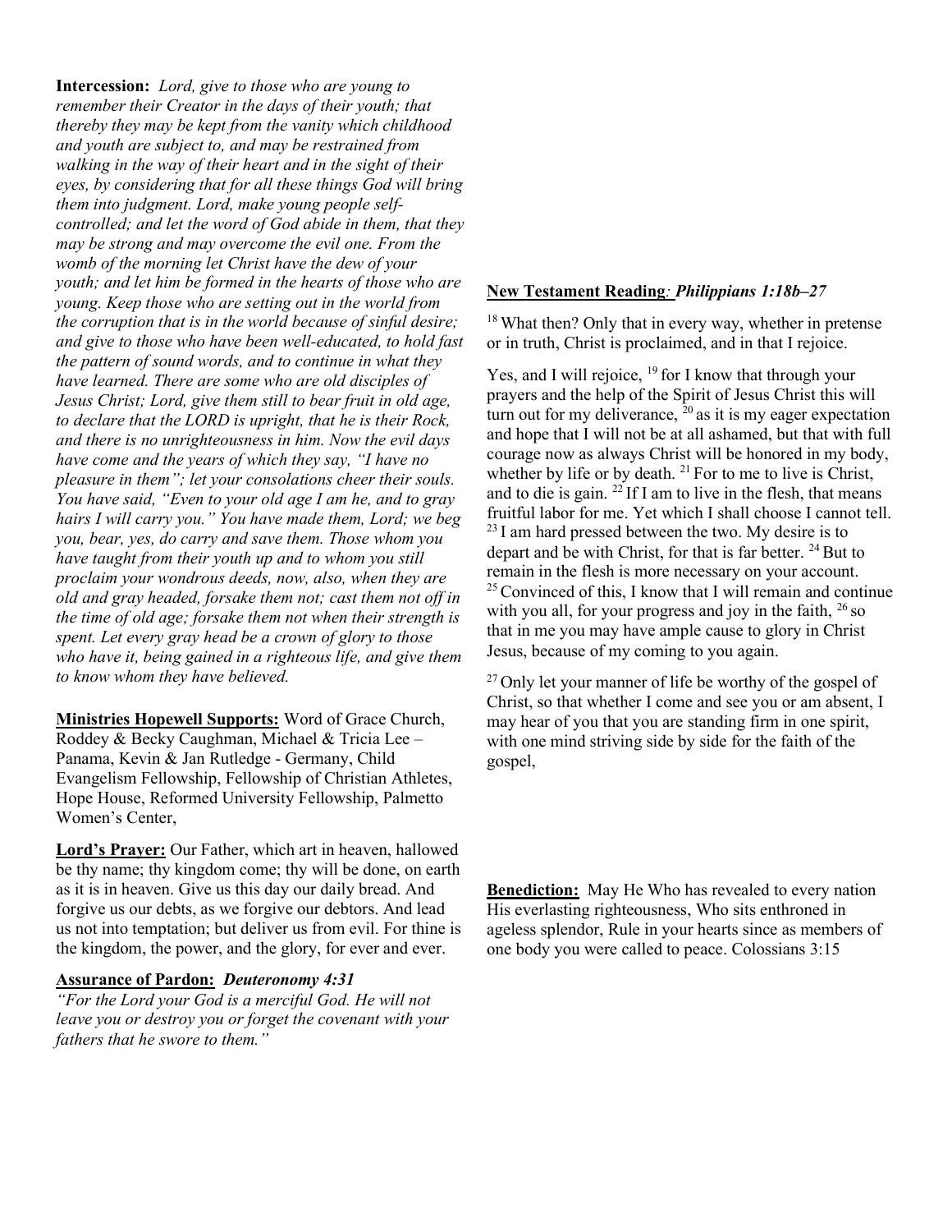**Intercession:** *Lord, give to those who are young to remember their Creator in the days of their youth; that thereby they may be kept from the vanity which childhood and youth are subject to, and may be restrained from walking in the way of their heart and in the sight of their eyes, by considering that for all these things God will bring them into judgment. Lord, make young people self-controlled; and let the word of God abide in them, that they may be strong and may overcome the evil one. From the womb of the morning let Christ have the dew of your youth; and let him be formed in the hearts of those who are young. Keep those who are setting out in the world from the corruption that is in the world because of sinful desire; and give to those who have been well-educated, to hold fast the pattern of sound words, and to continue in what they have learned. There are some who are old disciples of Jesus Christ; Lord, give them still to bear fruit in old age, to declare that the LORD is upright, that he is their Rock, and there is no unrighteousness in him. Now the evil days have come and the years of which they say, "I have no pleasure in them"; let your consolations cheer their souls. You have said, "Even to your old age I am he, and to gray hairs I will carry you." You have made them, Lord; we beg you, bear, yes, do carry and save them. Those whom you have taught from their youth up and to whom you still proclaim your wondrous deeds, now, also, when they are old and gray headed, forsake them not; cast them not off in the time of old age; forsake them not when their strength is spent. Let every gray head be a crown of glory to those who have it, being gained in a righteous life, and give them to know whom they have believed.*

**Ministries Hopewell Supports:** Word of Grace Church, Roddey & Becky Caughman, Michael & Tricia Lee – Panama, Kevin & Jan Rutledge - Germany, Child Evangelism Fellowship, Fellowship of Christian Athletes, Hope House, Reformed University Fellowship, Palmetto Women's Center,

**Lord's Prayer:** Our Father, which art in heaven, hallowed be thy name; thy kingdom come; thy will be done, on earth as it is in heaven. Give us this day our daily bread. And forgive us our debts, as we forgive our debtors. And lead us not into temptation; but deliver us from evil. For thine is the kingdom, the power, and the glory, for ever and ever.

**Assurance of Pardon:** ***Deuteronomy 4:31***

*"For the Lord your God is a merciful God. He will not leave you or destroy you or forget the covenant with your fathers that he swore to them."*

**New Testament Reading*: Philippians 1:18b–27***

[18] What then? Only that in every way, whether in pretense or in truth, Christ is proclaimed, and in that I rejoice.

Yes, and I will rejoice, [19] for I know that through your prayers and the help of the Spirit of Jesus Christ this will turn out for my deliverance, [20] as it is my eager expectation and hope that I will not be at all ashamed, but that with full courage now as always Christ will be honored in my body, whether by life or by death. [21] For to me to live is Christ, and to die is gain. [22] If I am to live in the flesh, that means fruitful labor for me. Yet which I shall choose I cannot tell. [23] I am hard pressed between the two. My desire is to depart and be with Christ, for that is far better. [24] But to remain in the flesh is more necessary on your account. [25] Convinced of this, I know that I will remain and continue with you all, for your progress and joy in the faith, [26] so that in me you may have ample cause to glory in Christ Jesus, because of my coming to you again.

[27] Only let your manner of life be worthy of the gospel of Christ, so that whether I come and see you or am absent, I may hear of you that you are standing firm in one spirit, with one mind striving side by side for the faith of the gospel,

**Benediction:** May He Who has revealed to every nation His everlasting righteousness, Who sits enthroned in ageless splendor, Rule in your hearts since as members of one body you were called to peace. Colossians 3:15